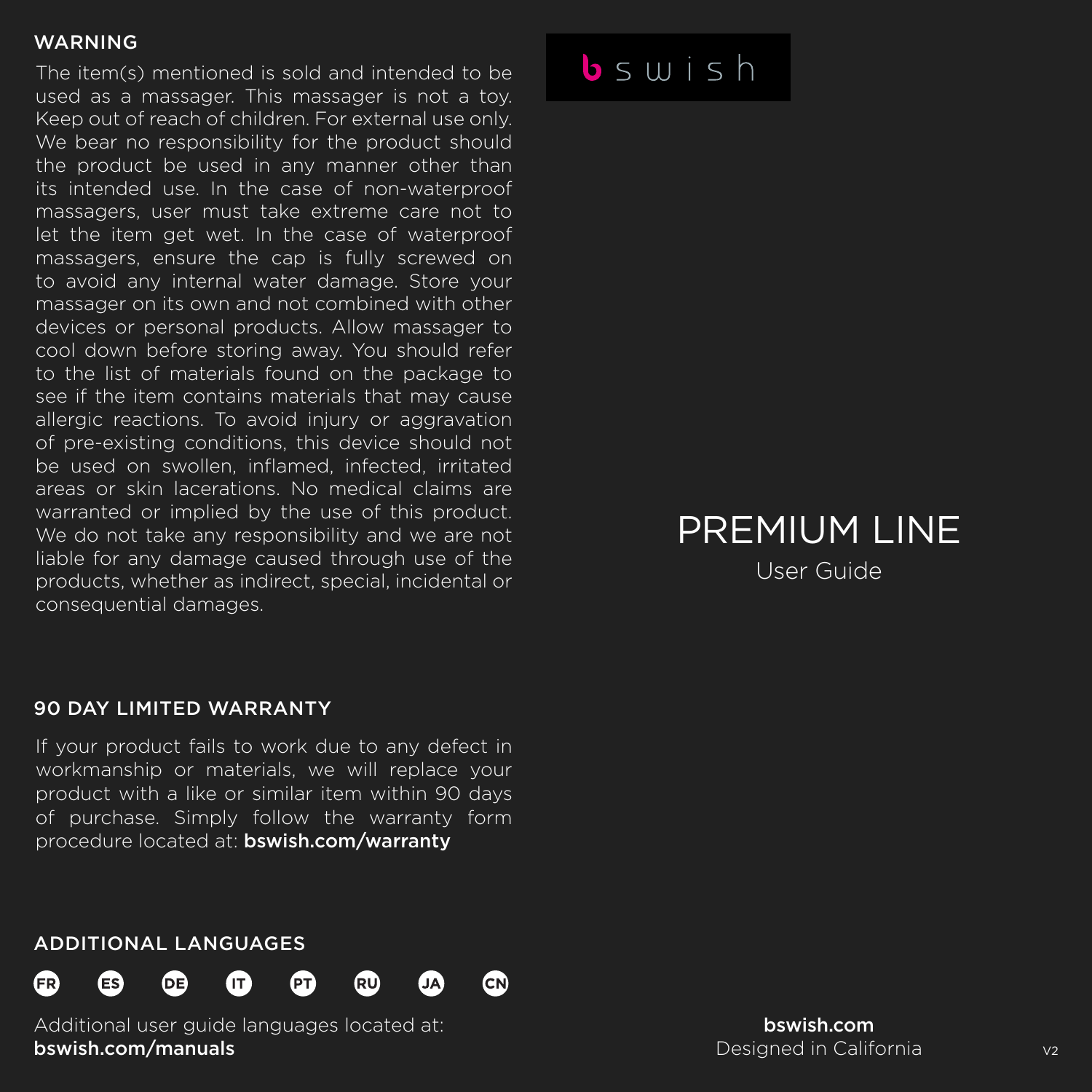## WARNING

The item(s) mentioned is sold and intended to be used as a massager. This massager is not a toy. Keep out of reach of children. For external use only. We bear no responsibility for the product should the product be used in any manner other than its intended use. In the case of non-waterproof massagers, user must take extreme care not to let the item get wet. In the case of waterproof massagers, ensure the cap is fully screwed on to avoid any internal water damage. Store your massager on its own and not combined with other devices or personal products. Allow massager to cool down before storing away. You should refer to the list of materials found on the package to see if the item contains materials that may cause allergic reactions. To avoid injury or aggravation of pre-existing conditions, this device should not be used on swollen, inflamed, infected, irritated areas or skin lacerations. No medical claims are warranted or implied by the use of this product. We do not take any responsibility and we are not liable for any damage caused through use of the products, whether as indirect, special, incidental or consequential damages.

## 90 DAY LIMITED WARRANTY

If your product fails to work due to any defect in workmanship or materials, we will replace your product with a like or similar item within 90 days of purchase. Simply follow the warranty form procedure located at: **bswish.com/warranty**

## ADDITIONAL LANGUAGES

FR ES DE IT PT RU JA CN

Additional user guide languages located at:
**bswish.com/manuals**

bswish

# PREMIUM LINE

User Guide

**bswish.com**
Designed in California

V2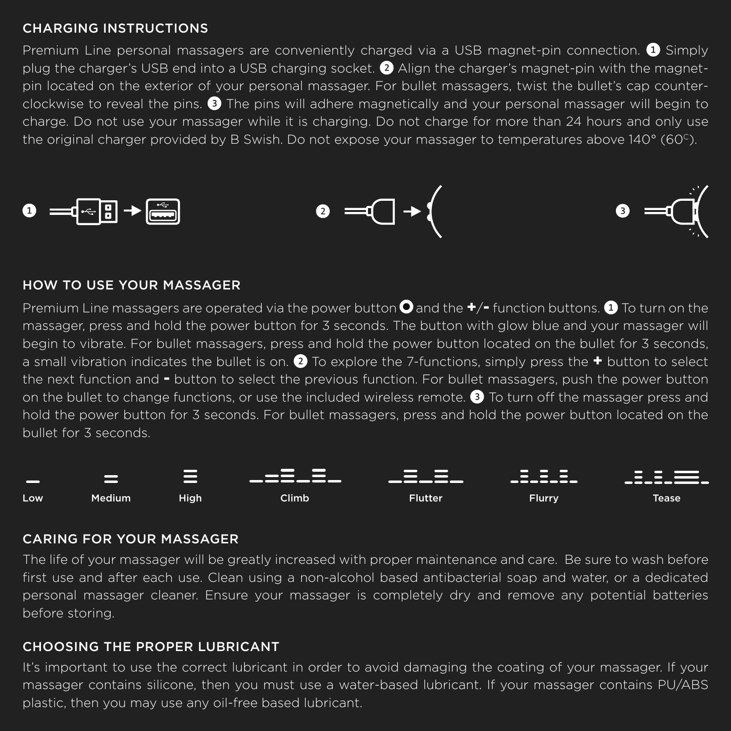## CHARGING INSTRUCTIONS

Premium Line personal massagers are conveniently charged via a USB magnet-pin connection. ❶ Simply plug the charger's USB end into a USB charging socket. ❷ Align the charger's magnet-pin with the magnet-pin located on the exterior of your personal massager. For bullet massagers, twist the bullet's cap counter-clockwise to reveal the pins. ❸ The pins will adhere magnetically and your personal massager will begin to charge. Do not use your massager while it is charging. Do not charge for more than 24 hours and only use the original charger provided by B Swish. Do not expose your massager to temperatures above 140° (60°C).

❶ ❷ ❸

## HOW TO USE YOUR MASSAGER

Premium Line massagers are operated via the power button and the +/- function buttons. ❶ To turn on the massager, press and hold the power button for 3 seconds. The button with glow blue and your massager will begin to vibrate. For bullet massagers, press and hold the power button located on the bullet for 3 seconds, a small vibration indicates the bullet is on. ❷ To explore the 7-functions, simply press the + button to select the next function and - button to select the previous function. For bullet massagers, push the power button on the bullet to change functions, or use the included wireless remote. ❸ To turn off the massager press and hold the power button for 3 seconds. For bullet massagers, press and hold the power button located on the bullet for 3 seconds.

**Low** **Medium** **High** **Climb** **Flutter** **Flurry** **Tease**

## CARING FOR YOUR MASSAGER

The life of your massager will be greatly increased with proper maintenance and care. Be sure to wash before first use and after each use. Clean using a non-alcohol based antibacterial soap and water, or a dedicated personal massager cleaner. Ensure your massager is completely dry and remove any potential batteries before storing.

## CHOOSING THE PROPER LUBRICANT

It's important to use the correct lubricant in order to avoid damaging the coating of your massager. If your massager contains silicone, then you must use a water-based lubricant. If your massager contains PU/ABS plastic, then you may use any oil-free based lubricant.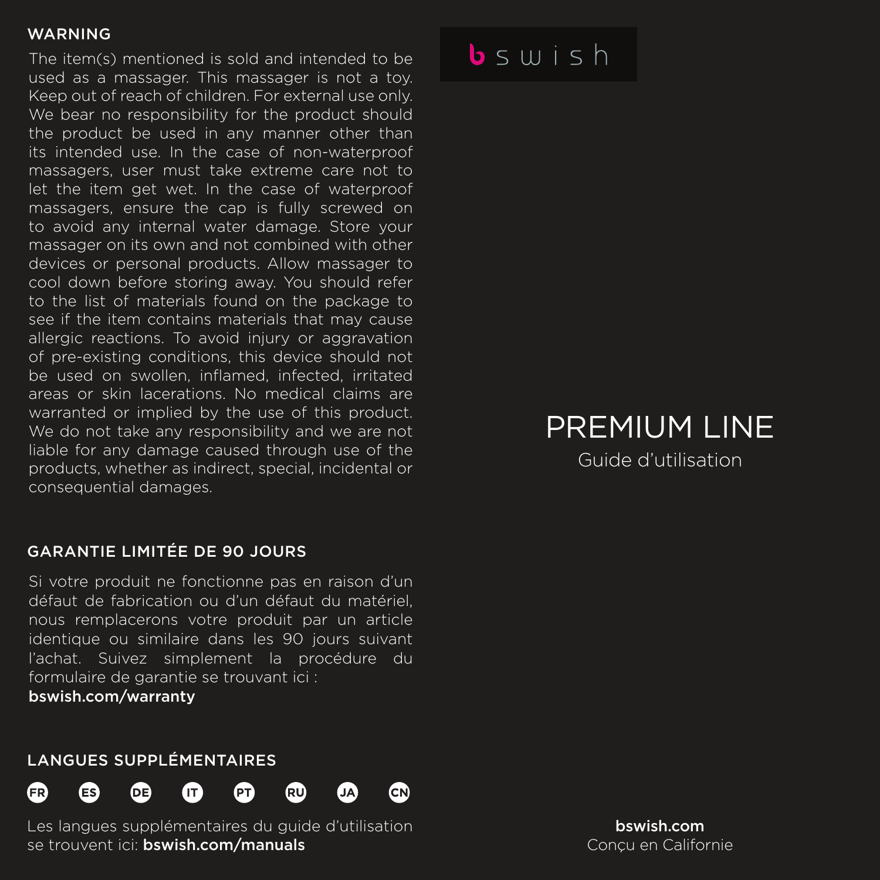## WARNING

The item(s) mentioned is sold and intended to be used as a massager. This massager is not a toy. Keep out of reach of children. For external use only. We bear no responsibility for the product should the product be used in any manner other than its intended use. In the case of non-waterproof massagers, user must take extreme care not to let the item get wet. In the case of waterproof massagers, ensure the cap is fully screwed on to avoid any internal water damage. Store your massager on its own and not combined with other devices or personal products. Allow massager to cool down before storing away. You should refer to the list of materials found on the package to see if the item contains materials that may cause allergic reactions. To avoid injury or aggravation of pre-existing conditions, this device should not be used on swollen, inflamed, infected, irritated areas or skin lacerations. No medical claims are warranted or implied by the use of this product. We do not take any responsibility and we are not liable for any damage caused through use of the products, whether as indirect, special, incidental or consequential damages.

## GARANTIE LIMITÉE DE 90 JOURS

Si votre produit ne fonctionne pas en raison d'un défaut de fabrication ou d'un défaut du matériel, nous remplacerons votre produit par un article identique ou similaire dans les 90 jours suivant l'achat. Suivez simplement la procédure du formulaire de garantie se trouvant ici :
**bswish.com/warranty**

## LANGUES SUPPLÉMENTAIRES

FR ES DE IT PT RU JA CN

Les langues supplémentaires du guide d'utilisation se trouvent ici: **bswish.com/manuals**

bswish

# PREMIUM LINE

Guide d'utilisation

**bswish.com**
Conçu en Californie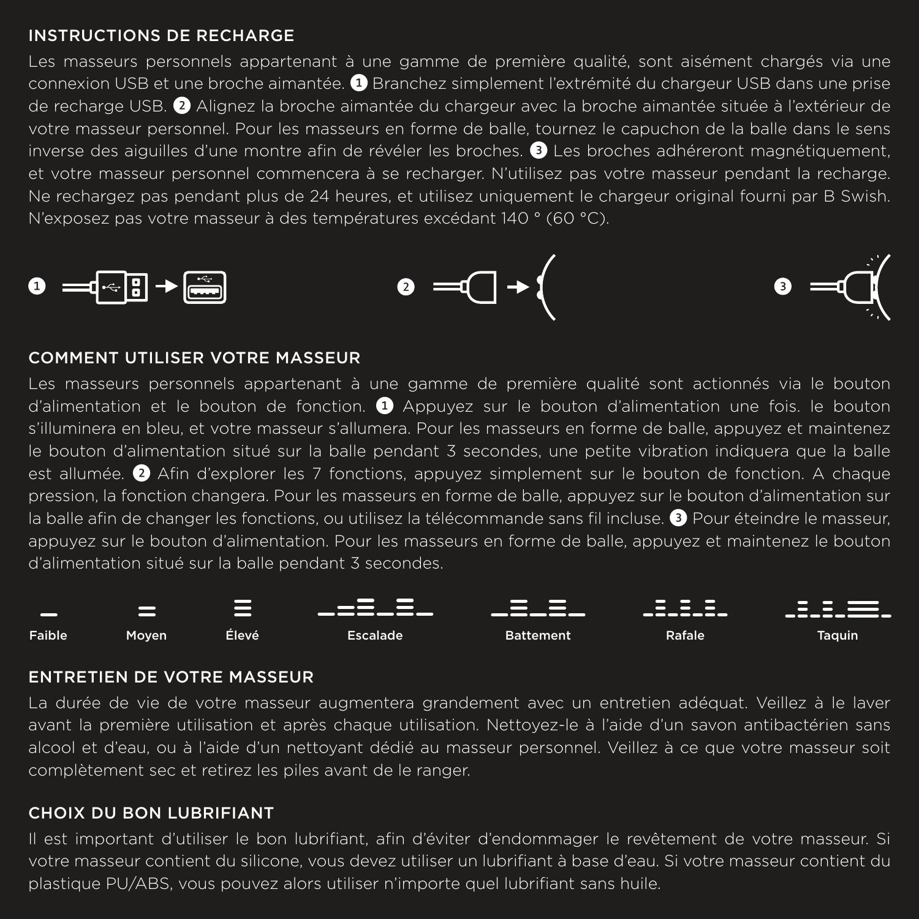## INSTRUCTIONS DE RECHARGE

Les masseurs personnels appartenant à une gamme de première qualité, sont aisément chargés via une connexion USB et une broche aimantée. ❶ Branchez simplement l'extrémité du chargeur USB dans une prise de recharge USB. ❷ Alignez la broche aimantée du chargeur avec la broche aimantée située à l'extérieur de votre masseur personnel. Pour les masseurs en forme de balle, tournez le capuchon de la balle dans le sens inverse des aiguilles d'une montre afin de révéler les broches. ❸ Les broches adhéreront magnétiquement, et votre masseur personnel commencera à se recharger. N'utilisez pas votre masseur pendant la recharge. Ne rechargez pas pendant plus de 24 heures, et utilisez uniquement le chargeur original fourni par B Swish. N'exposez pas votre masseur à des températures excédant 140 ° (60 °C).

❶ ❷ ❸

## COMMENT UTILISER VOTRE MASSEUR

Les masseurs personnels appartenant à une gamme de première qualité sont actionnés via le bouton d'alimentation et le bouton de fonction. ❶ Appuyez sur le bouton d'alimentation une fois. le bouton s'illuminera en bleu, et votre masseur s'allumera. Pour les masseurs en forme de balle, appuyez et maintenez le bouton d'alimentation situé sur la balle pendant 3 secondes, une petite vibration indiquera que la balle est allumée. ❷ Afin d'explorer les 7 fonctions, appuyez simplement sur le bouton de fonction. A chaque pression, la fonction changera. Pour les masseurs en forme de balle, appuyez sur le bouton d'alimentation sur la balle afin de changer les fonctions, ou utilisez la télécommande sans fil incluse. ❸ Pour éteindre le masseur, appuyez sur le bouton d'alimentation. Pour les masseurs en forme de balle, appuyez et maintenez le bouton d'alimentation situé sur la balle pendant 3 secondes.

**Faible** **Moyen** **Élevé** **Escalade** **Battement** **Rafale** **Taquin**

## ENTRETIEN DE VOTRE MASSEUR

La durée de vie de votre masseur augmentera grandement avec un entretien adéquat. Veillez à le laver avant la première utilisation et après chaque utilisation. Nettoyez-le à l'aide d'un savon antibactérien sans alcool et d'eau, ou à l'aide d'un nettoyant dédié au masseur personnel. Veillez à ce que votre masseur soit complètement sec et retirez les piles avant de le ranger.

## CHOIX DU BON LUBRIFIANT

Il est important d'utiliser le bon lubrifiant, afin d'éviter d'endommager le revêtement de votre masseur. Si votre masseur contient du silicone, vous devez utiliser un lubrifiant à base d'eau. Si votre masseur contient du plastique PU/ABS, vous pouvez alors utiliser n'importe quel lubrifiant sans huile.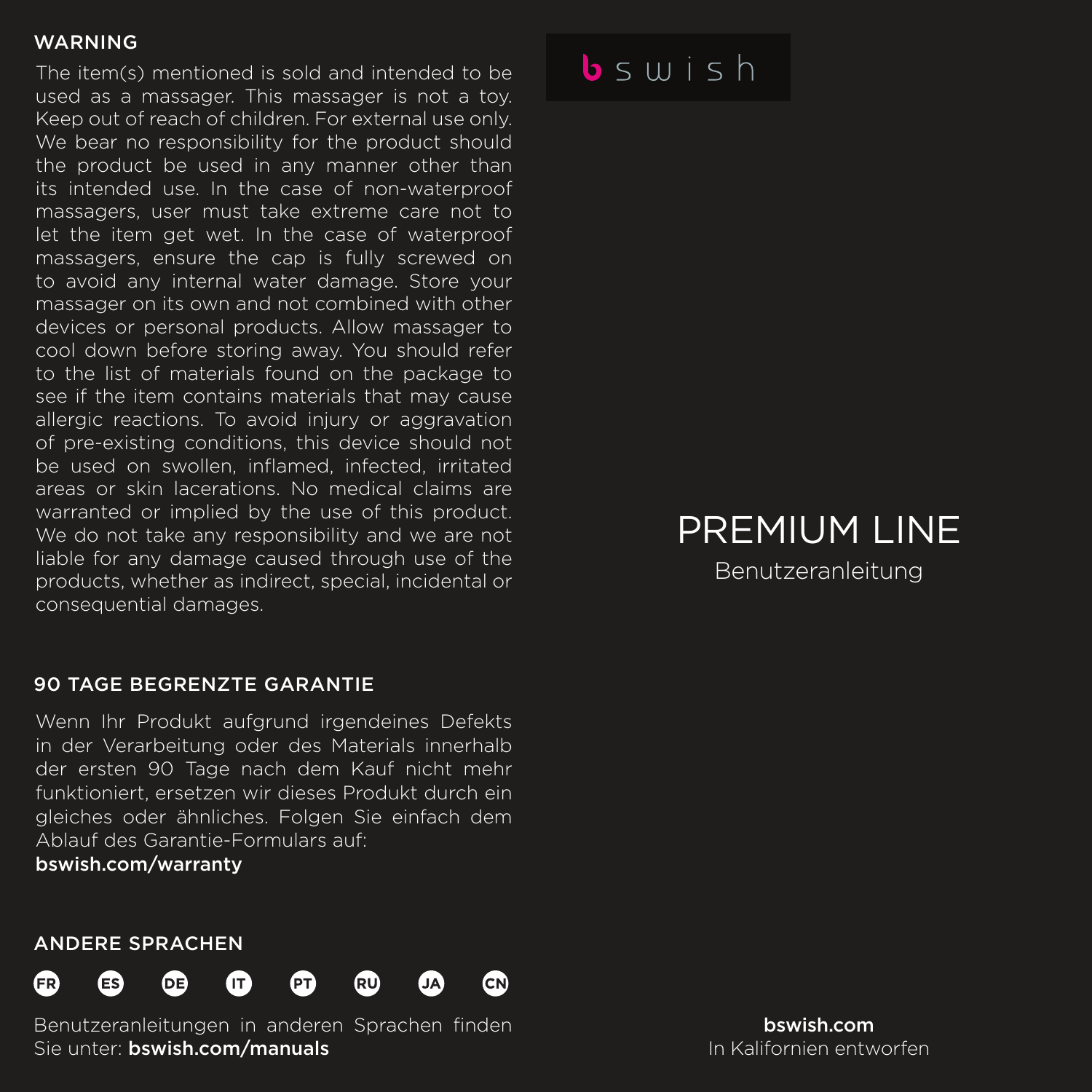## WARNING

The item(s) mentioned is sold and intended to be used as a massager. This massager is not a toy. Keep out of reach of children. For external use only. We bear no responsibility for the product should the product be used in any manner other than its intended use. In the case of non-waterproof massagers, user must take extreme care not to let the item get wet. In the case of waterproof massagers, ensure the cap is fully screwed on to avoid any internal water damage. Store your massager on its own and not combined with other devices or personal products. Allow massager to cool down before storing away. You should refer to the list of materials found on the package to see if the item contains materials that may cause allergic reactions. To avoid injury or aggravation of pre-existing conditions, this device should not be used on swollen, inflamed, infected, irritated areas or skin lacerations. No medical claims are warranted or implied by the use of this product. We do not take any responsibility and we are not liable for any damage caused through use of the products, whether as indirect, special, incidental or consequential damages.

## 90 TAGE BEGRENZTE GARANTIE

Wenn Ihr Produkt aufgrund irgendeines Defekts in der Verarbeitung oder des Materials innerhalb der ersten 90 Tage nach dem Kauf nicht mehr funktioniert, ersetzen wir dieses Produkt durch ein gleiches oder ähnliches. Folgen Sie einfach dem Ablauf des Garantie-Formulars auf:
**bswish.com/warranty**

## ANDERE SPRACHEN

FR ES DE IT PT RU JA CN

Benutzeranleitungen in anderen Sprachen finden Sie unter: **bswish.com/manuals**

bswish

# PREMIUM LINE

Benutzeranleitung

**bswish.com**
In Kalifornien entworfen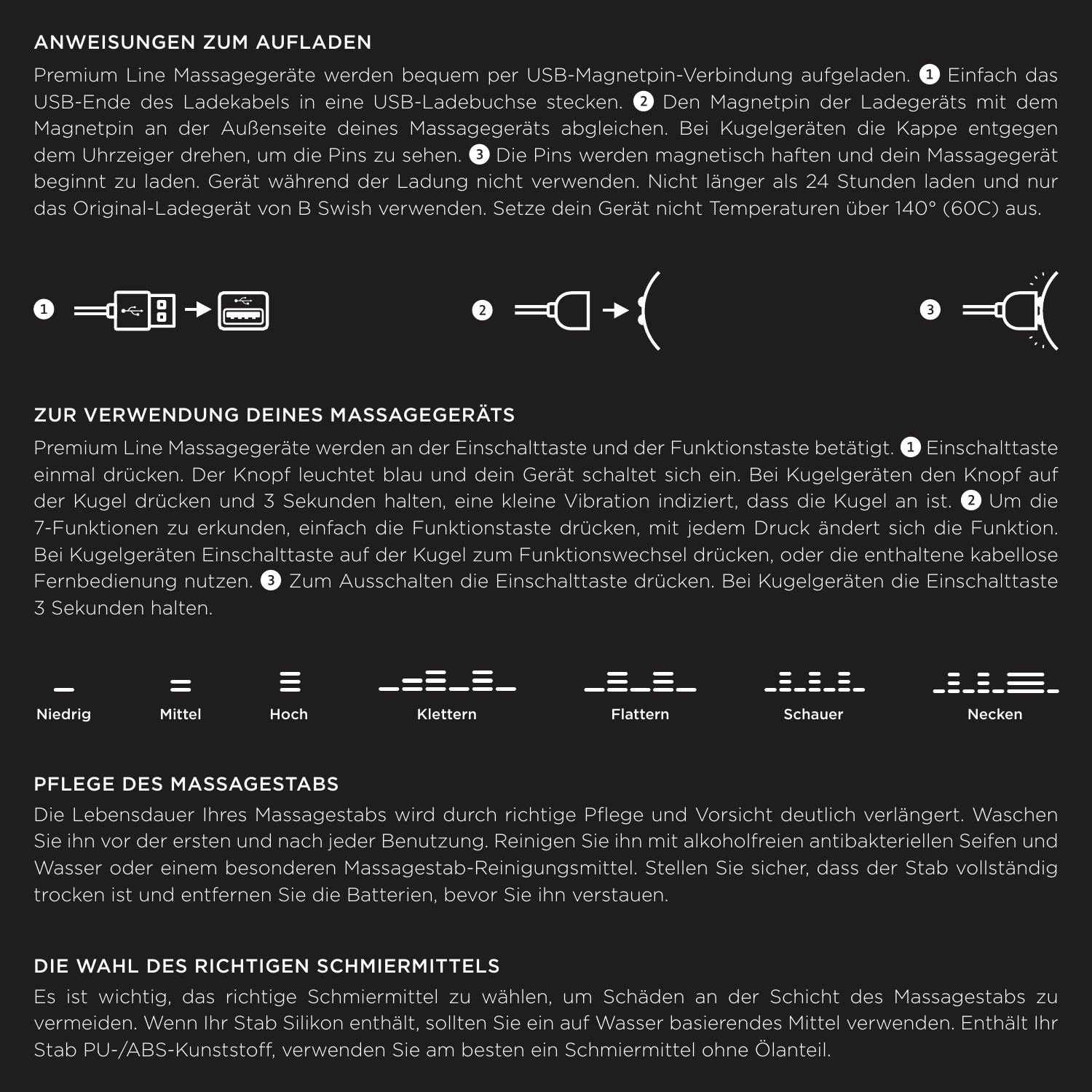## ANWEISUNGEN ZUM AUFLADEN

Premium Line Massagegeräte werden bequem per USB-Magnetpin-Verbindung aufgeladen. ❶ Einfach das USB-Ende des Ladekabels in eine USB-Ladebuchse stecken. ❷ Den Magnetpin der Ladegeräts mit dem Magnetpin an der Außenseite deines Massagegeräts abgleichen. Bei Kugelgeräten die Kappe entgegen dem Uhrzeiger drehen, um die Pins zu sehen. ❸ Die Pins werden magnetisch haften und dein Massagegerät beginnt zu laden. Gerät während der Ladung nicht verwenden. Nicht länger als 24 Stunden laden und nur das Original-Ladegerät von B Swish verwenden. Setze dein Gerät nicht Temperaturen über 140° (60C) aus.

❶ ❷ ❸

## ZUR VERWENDUNG DEINES MASSAGEGERÄTS

Premium Line Massagegeräte werden an der Einschalttaste und der Funktionstaste betätigt. ❶ Einschalttaste einmal drücken. Der Knopf leuchtet blau und dein Gerät schaltet sich ein. Bei Kugelgeräten den Knopf auf der Kugel drücken und 3 Sekunden halten, eine kleine Vibration indiziert, dass die Kugel an ist. ❷ Um die 7-Funktionen zu erkunden, einfach die Funktionstaste drücken, mit jedem Druck ändert sich die Funktion. Bei Kugelgeräten Einschalttaste auf der Kugel zum Funktionswechsel drücken, oder die enthaltene kabellose Fernbedienung nutzen. ❸ Zum Ausschalten die Einschalttaste drücken. Bei Kugelgeräten die Einschalttaste 3 Sekunden halten.

**Niedrig** **Mittel** **Hoch** **Klettern** **Flattern** **Schauer** **Necken**

## PFLEGE DES MASSAGESTABS

Die Lebensdauer Ihres Massagestabs wird durch richtige Pflege und Vorsicht deutlich verlängert. Waschen Sie ihn vor der ersten und nach jeder Benutzung. Reinigen Sie ihn mit alkoholfreien antibakteriellen Seifen und Wasser oder einem besonderen Massagestab-Reinigungsmittel. Stellen Sie sicher, dass der Stab vollständig trocken ist und entfernen Sie die Batterien, bevor Sie ihn verstauen.

## DIE WAHL DES RICHTIGEN SCHMIERMITTELS

Es ist wichtig, das richtige Schmiermittel zu wählen, um Schäden an der Schicht des Massagestabs zu vermeiden. Wenn Ihr Stab Silikon enthält, sollten Sie ein auf Wasser basierendes Mittel verwenden. Enthält Ihr Stab PU-/ABS-Kunststoff, verwenden Sie am besten ein Schmiermittel ohne Ölanteil.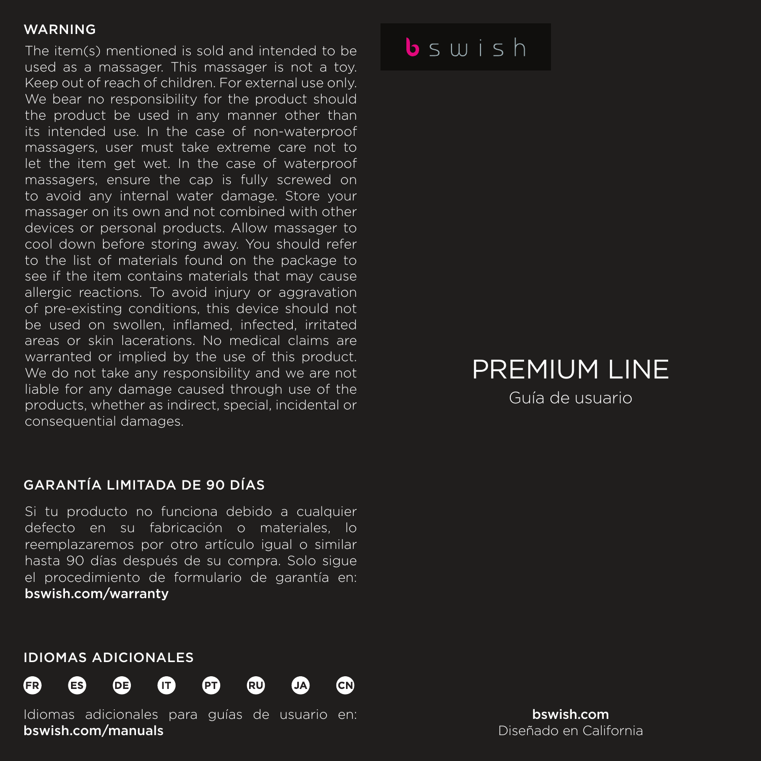## WARNING

The item(s) mentioned is sold and intended to be used as a massager. This massager is not a toy. Keep out of reach of children. For external use only. We bear no responsibility for the product should the product be used in any manner other than its intended use. In the case of non-waterproof massagers, user must take extreme care not to let the item get wet. In the case of waterproof massagers, ensure the cap is fully screwed on to avoid any internal water damage. Store your massager on its own and not combined with other devices or personal products. Allow massager to cool down before storing away. You should refer to the list of materials found on the package to see if the item contains materials that may cause allergic reactions. To avoid injury or aggravation of pre-existing conditions, this device should not be used on swollen, inflamed, infected, irritated areas or skin lacerations. No medical claims are warranted or implied by the use of this product. We do not take any responsibility and we are not liable for any damage caused through use of the products, whether as indirect, special, incidental or consequential damages.

## GARANTÍA LIMITADA DE 90 DÍAS

Si tu producto no funciona debido a cualquier defecto en su fabricación o materiales, lo reemplazaremos por otro artículo igual o similar hasta 90 días después de su compra. Solo sigue el procedimiento de formulario de garantía en: **bswish.com/warranty**

## IDIOMAS ADICIONALES

FR ES DE IT PT RU JA CN

Idiomas adicionales para guías de usuario en: **bswish.com/manuals**

bswish

# PREMIUM LINE

Guía de usuario

**bswish.com**

Diseñado en California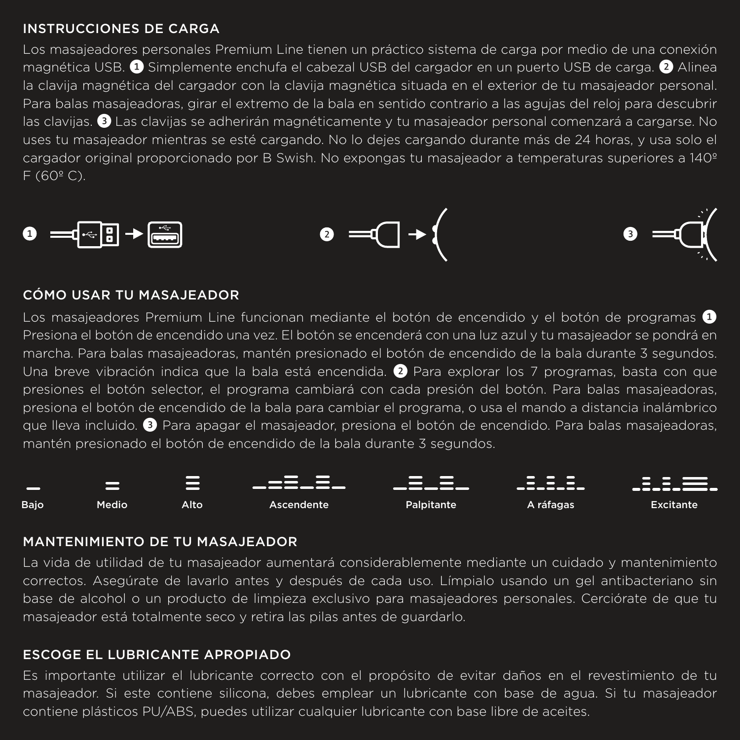## INSTRUCCIONES DE CARGA

Los masajeadores personales Premium Line tienen un práctico sistema de carga por medio de una conexión magnética USB. ❶ Simplemente enchufa el cabezal USB del cargador en un puerto USB de carga. ❷ Alinea la clavija magnética del cargador con la clavija magnética situada en el exterior de tu masajeador personal. Para balas masajeadoras, girar el extremo de la bala en sentido contrario a las agujas del reloj para descubrir las clavijas. ❸ Las clavijas se adherirán magnéticamente y tu masajeador personal comenzará a cargarse. No uses tu masajeador mientras se esté cargando. No lo dejes cargando durante más de 24 horas, y usa solo el cargador original proporcionado por B Swish. No expongas tu masajeador a temperaturas superiores a 140º F (60º C).

❶ ❷ ❸

## CÓMO USAR TU MASAJEADOR

Los masajeadores Premium Line funcionan mediante el botón de encendido y el botón de programas ❶ Presiona el botón de encendido una vez. El botón se encenderá con una luz azul y tu masajeador se pondrá en marcha. Para balas masajeadoras, mantén presionado el botón de encendido de la bala durante 3 segundos. Una breve vibración indica que la bala está encendida. ❷ Para explorar los 7 programas, basta con que presiones el botón selector, el programa cambiará con cada presión del botón. Para balas masajeadoras, presiona el botón de encendido de la bala para cambiar el programa, o usa el mando a distancia inalámbrico que lleva incluido. ❸ Para apagar el masajeador, presiona el botón de encendido. Para balas masajeadoras, mantén presionado el botón de encendido de la bala durante 3 segundos.

**Bajo** **Medio** **Alto** **Ascendente** **Palpitante** **A ráfagas** **Excitante**

## MANTENIMIENTO DE TU MASAJEADOR

La vida de utilidad de tu masajeador aumentará considerablemente mediante un cuidado y mantenimiento correctos. Asegúrate de lavarlo antes y después de cada uso. Límpialo usando un gel antibacteriano sin base de alcohol o un producto de limpieza exclusivo para masajeadores personales. Cerciórate de que tu masajeador está totalmente seco y retira las pilas antes de guardarlo.

## ESCOGE EL LUBRICANTE APROPIADO

Es importante utilizar el lubricante correcto con el propósito de evitar daños en el revestimiento de tu masajeador. Si este contiene silicona, debes emplear un lubricante con base de agua. Si tu masajeador contiene plásticos PU/ABS, puedes utilizar cualquier lubricante con base libre de aceites.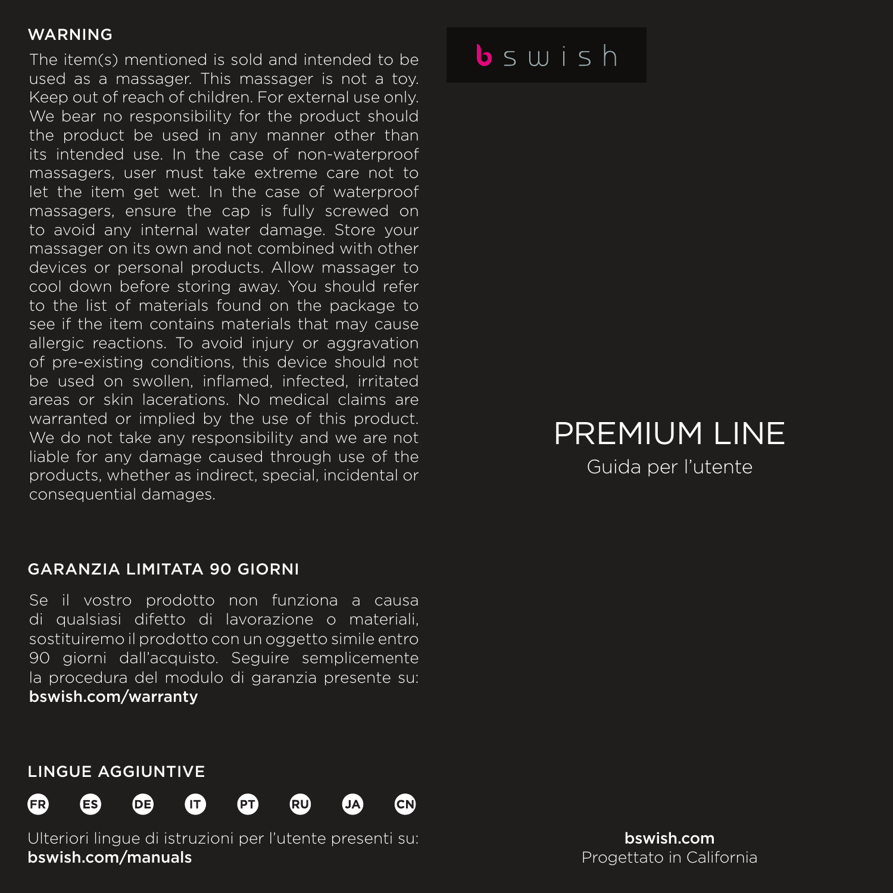## WARNING

The item(s) mentioned is sold and intended to be used as a massager. This massager is not a toy. Keep out of reach of children. For external use only. We bear no responsibility for the product should the product be used in any manner other than its intended use. In the case of non-waterproof massagers, user must take extreme care not to let the item get wet. In the case of waterproof massagers, ensure the cap is fully screwed on to avoid any internal water damage. Store your massager on its own and not combined with other devices or personal products. Allow massager to cool down before storing away. You should refer to the list of materials found on the package to see if the item contains materials that may cause allergic reactions. To avoid injury or aggravation of pre-existing conditions, this device should not be used on swollen, inflamed, infected, irritated areas or skin lacerations. No medical claims are warranted or implied by the use of this product. We do not take any responsibility and we are not liable for any damage caused through use of the products, whether as indirect, special, incidental or consequential damages.

## GARANZIA LIMITATA 90 GIORNI

Se il vostro prodotto non funziona a causa di qualsiasi difetto di lavorazione o materiali, sostituiremo il prodotto con un oggetto simile entro 90 giorni dall'acquisto. Seguire semplicemente la procedura del modulo di garanzia presente su: **bswish.com/warranty**

## LINGUE AGGIUNTIVE

FR ES DE IT PT RU JA CN

Ulteriori lingue di istruzioni per l'utente presenti su: **bswish.com/manuals**

bswish

# PREMIUM LINE

Guida per l'utente

**bswish.com**
Progettato in California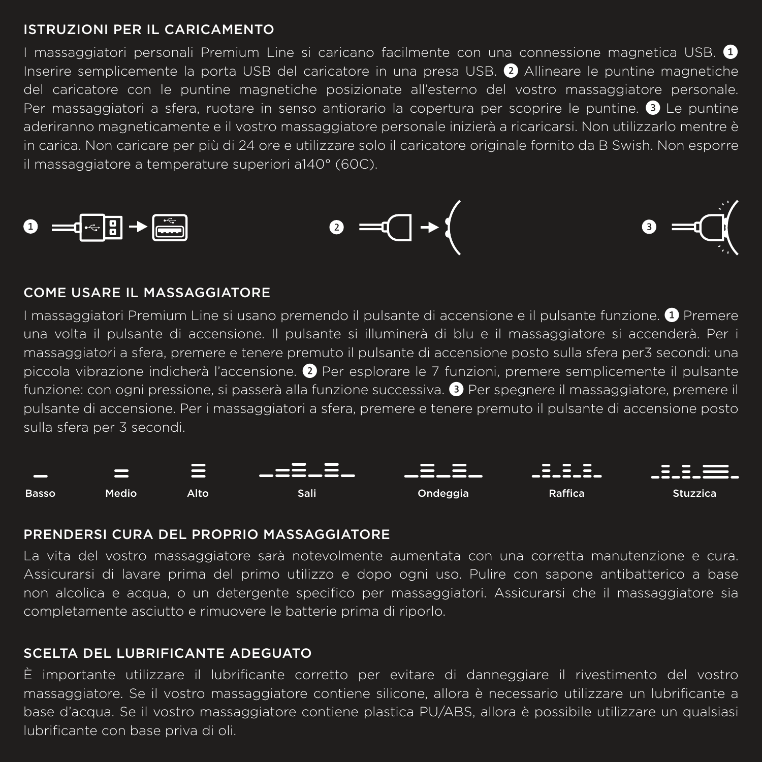## ISTRUZIONI PER IL CARICAMENTO

I massaggiatori personali Premium Line si caricano facilmente con una connessione magnetica USB. ❶ Inserire semplicemente la porta USB del caricatore in una presa USB. ❷ Allineare le puntine magnetiche del caricatore con le puntine magnetiche posizionate all'esterno del vostro massaggiatore personale. Per massaggiatori a sfera, ruotare in senso antiorario la copertura per scoprire le puntine. ❸ Le puntine aderiranno magneticamente e il vostro massaggiatore personale inizierà a ricaricarsi. Non utilizzarlo mentre è in carica. Non caricare per più di 24 ore e utilizzare solo il caricatore originale fornito da B Swish. Non esporre il massaggiatore a temperature superiori a140° (60C).

❶ ❷ ❸

## COME USARE IL MASSAGGIATORE

I massaggiatori Premium Line si usano premendo il pulsante di accensione e il pulsante funzione. ❶ Premere una volta il pulsante di accensione. Il pulsante si illuminerà di blu e il massaggiatore si accenderà. Per i massaggiatori a sfera, premere e tenere premuto il pulsante di accensione posto sulla sfera per3 secondi: una piccola vibrazione indicherà l'accensione. ❷ Per esplorare le 7 funzioni, premere semplicemente il pulsante funzione: con ogni pressione, si passerà alla funzione successiva. ❸ Per spegnere il massaggiatore, premere il pulsante di accensione. Per i massaggiatori a sfera, premere e tenere premuto il pulsante di accensione posto sulla sfera per 3 secondi.

**Basso** **Medio** **Alto** **Sali** **Ondeggia** **Raffica** **Stuzzica**

## PRENDERSI CURA DEL PROPRIO MASSAGGIATORE

La vita del vostro massaggiatore sarà notevolmente aumentata con una corretta manutenzione e cura. Assicurarsi di lavare prima del primo utilizzo e dopo ogni uso. Pulire con sapone antibatterico a base non alcolica e acqua, o un detergente specifico per massaggiatori. Assicurarsi che il massaggiatore sia completamente asciutto e rimuovere le batterie prima di riporlo.

## SCELTA DEL LUBRIFICANTE ADEGUATO

È importante utilizzare il lubrificante corretto per evitare di danneggiare il rivestimento del vostro massaggiatore. Se il vostro massaggiatore contiene silicone, allora è necessario utilizzare un lubrificante a base d'acqua. Se il vostro massaggiatore contiene plastica PU/ABS, allora è possibile utilizzare un qualsiasi lubrificante con base priva di oli.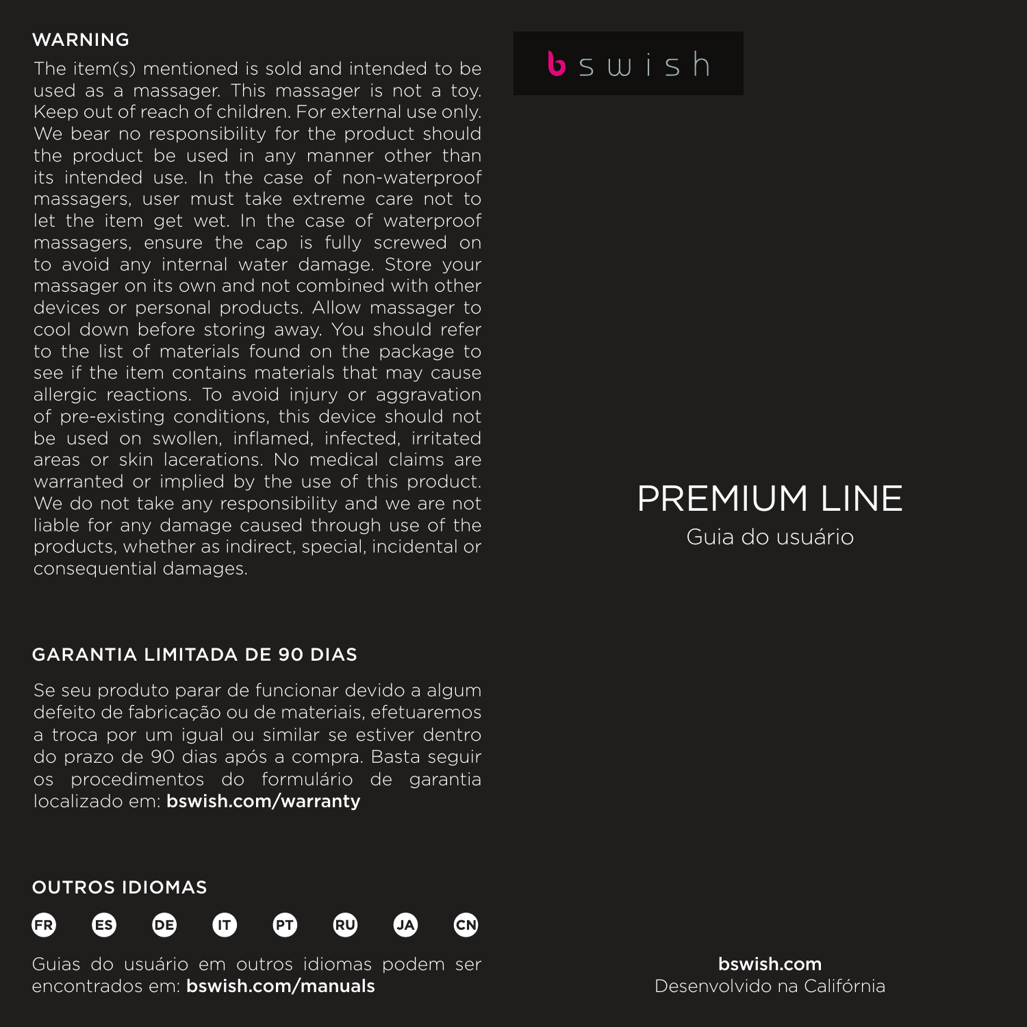## WARNING

The item(s) mentioned is sold and intended to be used as a massager. This massager is not a toy. Keep out of reach of children. For external use only. We bear no responsibility for the product should the product be used in any manner other than its intended use. In the case of non-waterproof massagers, user must take extreme care not to let the item get wet. In the case of waterproof massagers, ensure the cap is fully screwed on to avoid any internal water damage. Store your massager on its own and not combined with other devices or personal products. Allow massager to cool down before storing away. You should refer to the list of materials found on the package to see if the item contains materials that may cause allergic reactions. To avoid injury or aggravation of pre-existing conditions, this device should not be used on swollen, inflamed, infected, irritated areas or skin lacerations. No medical claims are warranted or implied by the use of this product. We do not take any responsibility and we are not liable for any damage caused through use of the products, whether as indirect, special, incidental or consequential damages.

## GARANTIA LIMITADA DE 90 DIAS

Se seu produto parar de funcionar devido a algum defeito de fabricação ou de materiais, efetuaremos a troca por um igual ou similar se estiver dentro do prazo de 90 dias após a compra. Basta seguir os procedimentos do formulário de garantia localizado em: **bswish.com/warranty**

## OUTROS IDIOMAS

FR ES DE IT PT RU JA CN

Guias do usuário em outros idiomas podem ser encontrados em: **bswish.com/manuals**

bswish

# PREMIUM LINE

Guia do usuário

**bswish.com**
Desenvolvido na Califórnia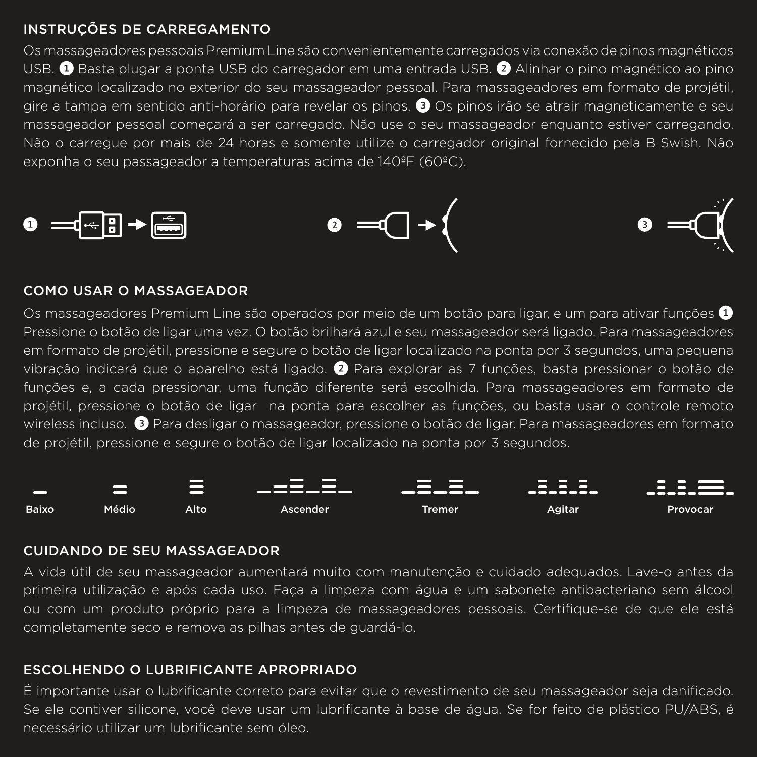## INSTRUÇÕES DE CARREGAMENTO

Os massageadores pessoais Premium Line são convenientemente carregados via conexão de pinos magnéticos USB. ❶ Basta plugar a ponta USB do carregador em uma entrada USB. ❷ Alinhar o pino magnético ao pino magnético localizado no exterior do seu massageador pessoal. Para massageadores em formato de projétil, gire a tampa em sentido anti-horário para revelar os pinos. ❸ Os pinos irão se atrair magneticamente e seu massageador pessoal começará a ser carregado. Não use o seu massageador enquanto estiver carregando. Não o carregue por mais de 24 horas e somente utilize o carregador original fornecido pela B Swish. Não exponha o seu passageador a temperaturas acima de 140ºF (60ºC).

❶ ❷ ❸

## COMO USAR O MASSAGEADOR

Os massageadores Premium Line são operados por meio de um botão para ligar, e um para ativar funções ❶ Pressione o botão de ligar uma vez. O botão brilhará azul e seu massageador será ligado. Para massageadores em formato de projétil, pressione e segure o botão de ligar localizado na ponta por 3 segundos, uma pequena vibração indicará que o aparelho está ligado. ❷ Para explorar as 7 funções, basta pressionar o botão de funções e, a cada pressionar, uma função diferente será escolhida. Para massageadores em formato de projétil, pressione o botão de ligar na ponta para escolher as funções, ou basta usar o controle remoto wireless incluso. ❸ Para desligar o massageador, pressione o botão de ligar. Para massageadores em formato de projétil, pressione e segure o botão de ligar localizado na ponta por 3 segundos.

Baixo | Médio | Alto | Ascender | Tremer | Agitar | Provocar

## CUIDANDO DE SEU MASSAGEADOR

A vida útil de seu massageador aumentará muito com manutenção e cuidado adequados. Lave-o antes da primeira utilização e após cada uso. Faça a limpeza com água e um sabonete antibacteriano sem álcool ou com um produto próprio para a limpeza de massageadores pessoais. Certifique-se de que ele está completamente seco e remova as pilhas antes de guardá-lo.

## ESCOLHENDO O LUBRIFICANTE APROPRIADO

É importante usar o lubrificante correto para evitar que o revestimento de seu massageador seja danificado. Se ele contiver silicone, você deve usar um lubrificante à base de água. Se for feito de plástico PU/ABS, é necessário utilizar um lubrificante sem óleo.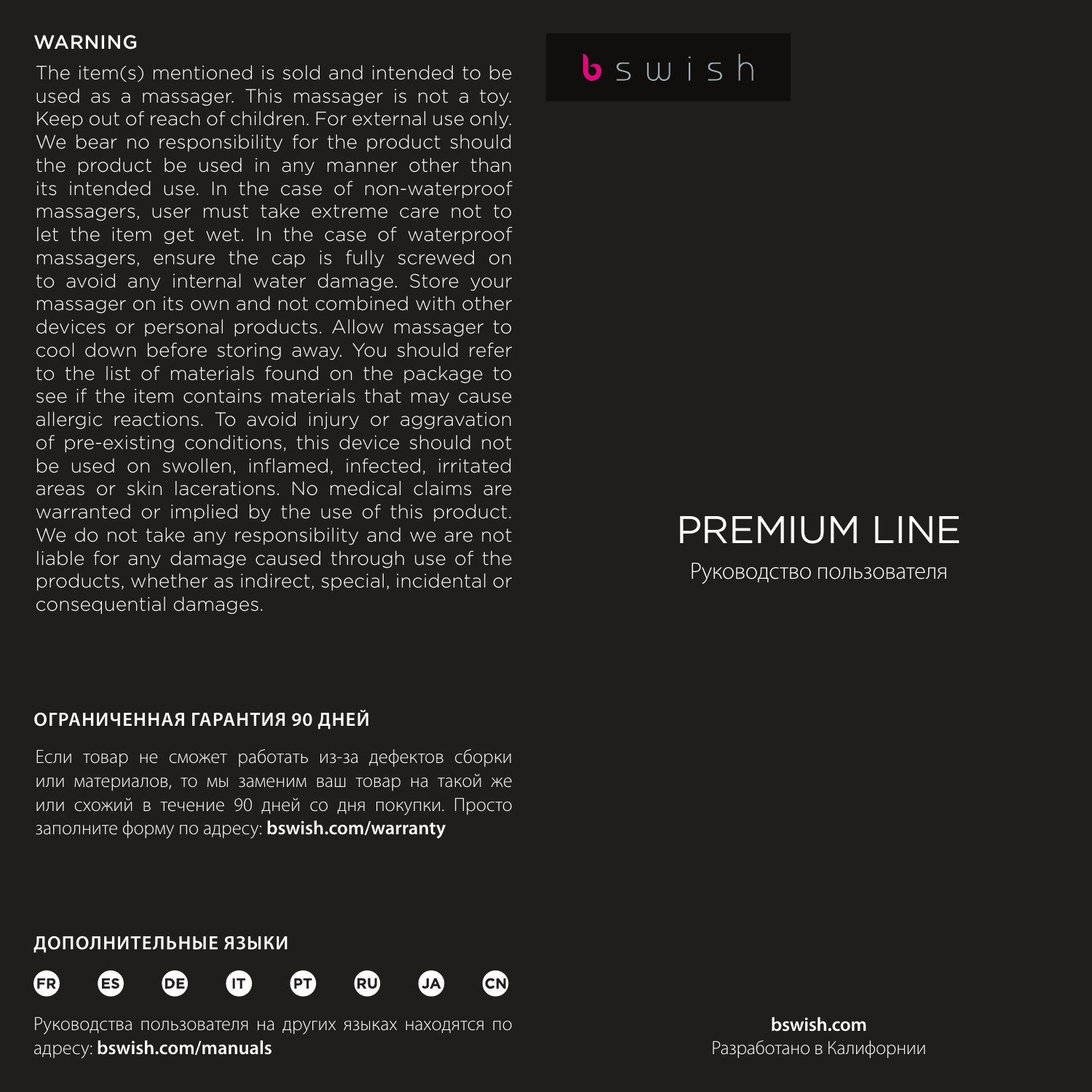## WARNING

The item(s) mentioned is sold and intended to be used as a massager. This massager is not a toy. Keep out of reach of children. For external use only. We bear no responsibility for the product should the product be used in any manner other than its intended use. In the case of non-waterproof massagers, user must take extreme care not to let the item get wet. In the case of waterproof massagers, ensure the cap is fully screwed on to avoid any internal water damage. Store your massager on its own and not combined with other devices or personal products. Allow massager to cool down before storing away. You should refer to the list of materials found on the package to see if the item contains materials that may cause allergic reactions. To avoid injury or aggravation of pre-existing conditions, this device should not be used on swollen, inflamed, infected, irritated areas or skin lacerations. No medical claims are warranted or implied by the use of this product. We do not take any responsibility and we are not liable for any damage caused through use of the products, whether as indirect, special, incidental or consequential damages.

## ОГРАНИЧЕННАЯ ГАРАНТИЯ 90 ДНЕЙ

Если товар не сможет работать из-за дефектов сборки или материалов, то мы заменим ваш товар на такой же или схожий в течение 90 дней со дня покупки. Просто заполните форму по адресу: **bswish.com/warranty**

## ДОПОЛНИТЕЛЬНЫЕ ЯЗЫКИ

FR ES DE IT PT RU JA CN

Руководства пользователя на других языках находятся по адресу: **bswish.com/manuals**

bswish

# PREMIUM LINE

Руководство пользователя

**bswish.com**

Разработано в Калифорнии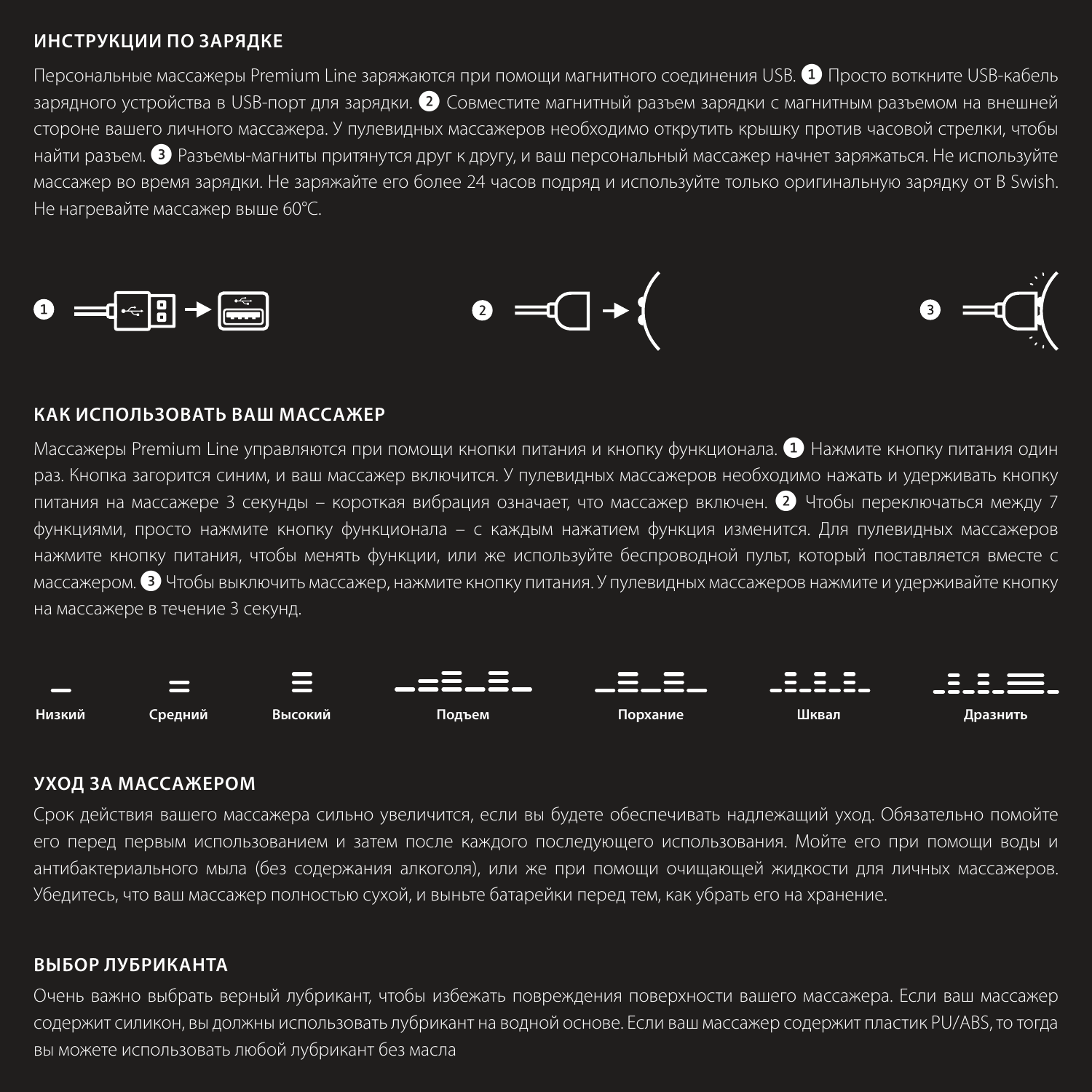## ИНСТРУКЦИИ ПО ЗАРЯДКЕ

Персональные массажеры Premium Line заряжаются при помощи магнитного соединения USB. 1 Просто воткните USB-кабель зарядного устройства в USB-порт для зарядки. 2 Совместите магнитный разъем зарядки с магнитным разъемом на внешней стороне вашего личного массажера. У пулевидных массажеров необходимо открутить крышку против часовой стрелки, чтобы найти разъем. 3 Разъемы-магниты притянутся друг к другу, и ваш персональный массажер начнет заряжаться. Не используйте массажер во время зарядки. Не заряжайте его более 24 часов подряд и используйте только оригинальную зарядку от B Swish. Не нагревайте массажер выше 60°C.

1 2 3

## КАК ИСПОЛЬЗОВАТЬ ВАШ МАССАЖЕР

Массажеры Premium Line управляются при помощи кнопки питания и кнопку функционала. 1 Нажмите кнопку питания один раз. Кнопка загорится синим, и ваш массажер включится. У пулевидных массажеров необходимо нажать и удерживать кнопку питания на массажере 3 секунды – короткая вибрация означает, что массажер включен. 2 Чтобы переключаться между 7 функциями, просто нажмите кнопку функционала – с каждым нажатием функция изменится. Для пулевидных массажеров нажмите кнопку питания, чтобы менять функции, или же используйте беспроводной пульт, который поставляется вместе с массажером. 3 Чтобы выключить массажер, нажмите кнопку питания. У пулевидных массажеров нажмите и удерживайте кнопку на массажере в течение 3 секунд.

**Низкий** **Средний** **Высокий** **Подъем** **Порхание** **Шквал** **Дразнить**

## УХОД ЗА МАССАЖЕРОМ

Срок действия вашего массажера сильно увеличится, если вы будете обеспечивать надлежащий уход. Обязательно помойте его перед первым использованием и затем после каждого последующего использования. Мойте его при помощи воды и антибактериального мыла (без содержания алкоголя), или же при помощи очищающей жидкости для личных массажеров. Убедитесь, что ваш массажер полностью сухой, и выньте батарейки перед тем, как убрать его на хранение.

## ВЫБОР ЛУБРИКАНТА

Очень важно выбрать верный лубрикант, чтобы избежать повреждения поверхности вашего массажера. Если ваш массажер содержит силикон, вы должны использовать лубрикант на водной основе. Если ваш массажер содержит пластик PU/ABS, то тогда вы можете использовать любой лубрикант без масла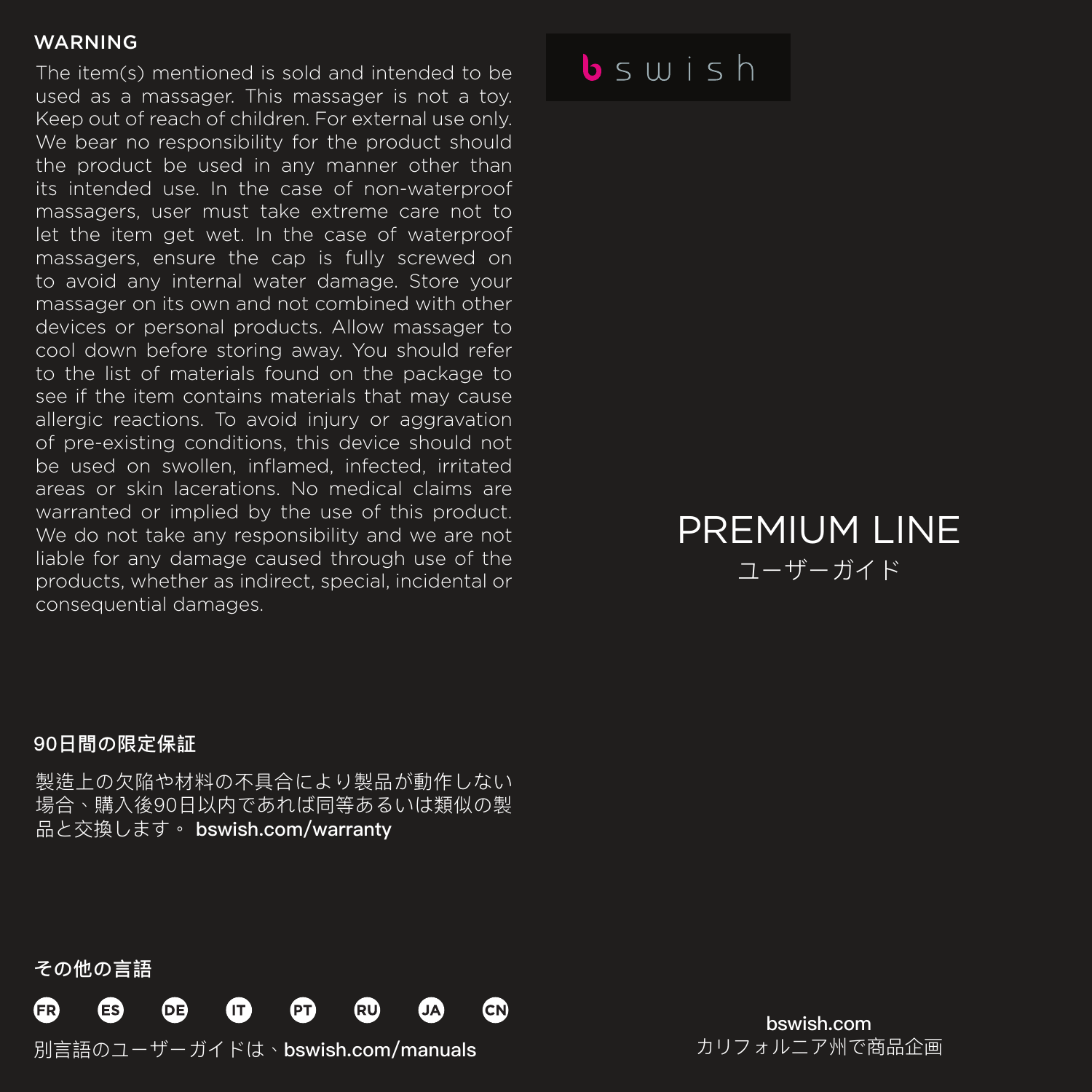## WARNING

The item(s) mentioned is sold and intended to be used as a massager. This massager is not a toy. Keep out of reach of children. For external use only. We bear no responsibility for the product should the product be used in any manner other than its intended use. In the case of non-waterproof massagers, user must take extreme care not to let the item get wet. In the case of waterproof massagers, ensure the cap is fully screwed on to avoid any internal water damage. Store your massager on its own and not combined with other devices or personal products. Allow massager to cool down before storing away. You should refer to the list of materials found on the package to see if the item contains materials that may cause allergic reactions. To avoid injury or aggravation of pre-existing conditions, this device should not be used on swollen, inflamed, infected, irritated areas or skin lacerations. No medical claims are warranted or implied by the use of this product. We do not take any responsibility and we are not liable for any damage caused through use of the products, whether as indirect, special, incidental or consequential damages.

## 90日間の限定保証

製造上の欠陥や材料の不具合により製品が動作しない場合、購入後90日以内であれば同等あるいは類似の製品と交換します。 **bswish.com/warranty**

## その他の言語

FR ES DE IT PT RU JA CN

別言語のユーザーガイドは、**bswish.com/manuals**

bswish

# PREMIUM LINE

ユーザーガイド

**bswish.com**
カリフォルニア州で商品企画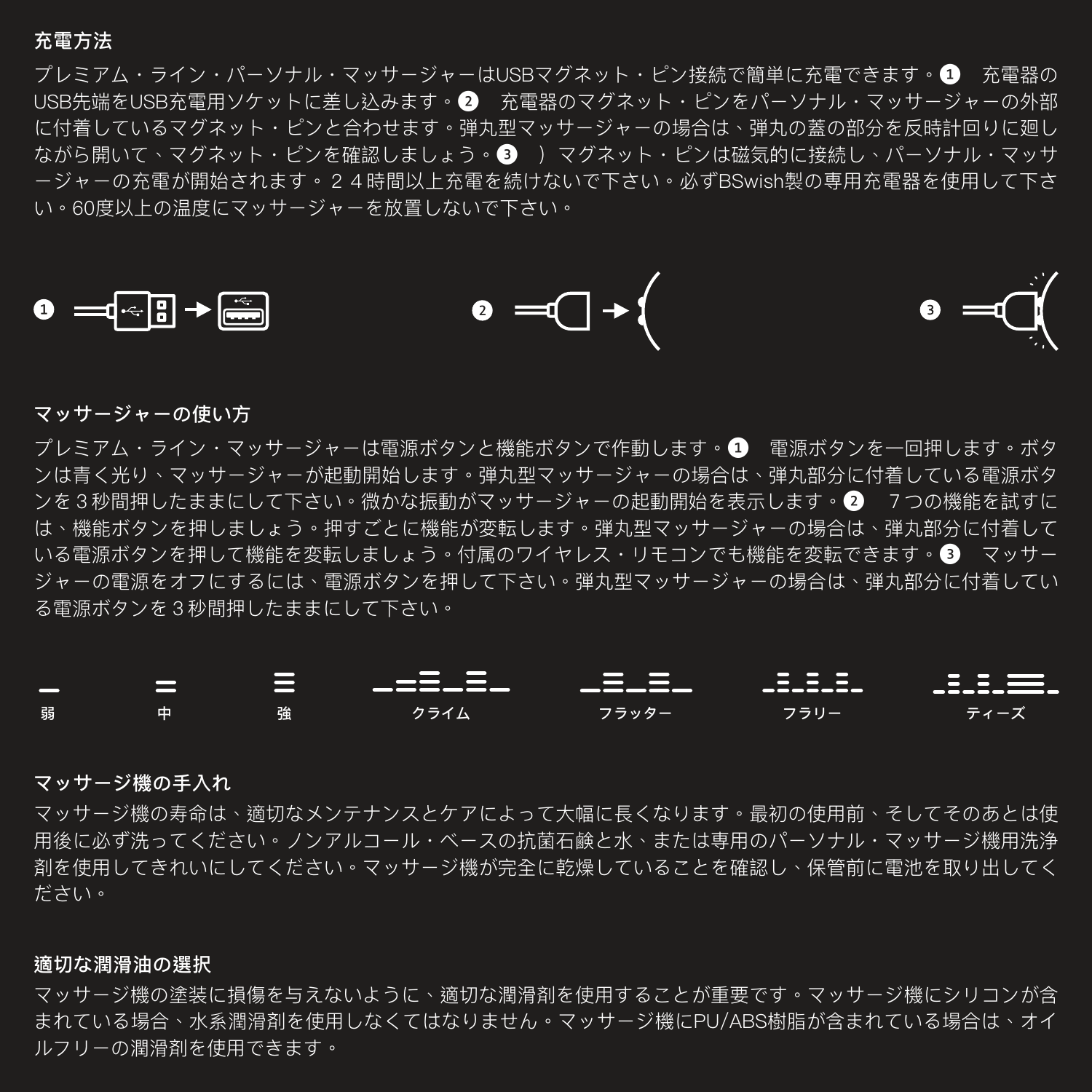## 充電方法

プレミアム・ライン・パーソナル・マッサージャーはUSBマグネット・ピン接続で簡単に充電できます。❶　充電器のUSB先端をUSB充電用ソケットに差し込みます。❷　充電器のマグネット・ピンをパーソナル・マッサージャーの外部に付着しているマグネット・ピンと合わせます。弾丸型マッサージャーの場合は、弾丸の蓋の部分を反時計回りに廻しながら開いて、マグネット・ピンを確認しましょう。❸　）マグネット・ピンは磁気的に接続し、パーソナル・マッサージャーの充電が開始されます。２４時間以上充電を続けないで下さい。必ずBSwish製の専用充電器を使用して下さい。60度以上の温度にマッサージャーを放置しないで下さい。

❶　❷　❸

## マッサージャーの使い方

プレミアム・ライン・マッサージャーは電源ボタンと機能ボタンで作動します。❶　電源ボタンを一回押します。ボタンは青く光り、マッサージャーが起動開始します。弾丸型マッサージャーの場合は、弾丸部分に付着している電源ボタンを３秒間押したままにして下さい。微かな振動がマッサージャーの起動開始を表示します。❷　７つの機能を試すには、機能ボタンを押しましょう。押すごとに機能が変転します。弾丸型マッサージャーの場合は、弾丸部分に付着している電源ボタンを押して機能を変転しましょう。付属のワイヤレス・リモコンでも機能を変転できます。❸　マッサージャーの電源をオフにするには、電源ボタンを押して下さい。弾丸型マッサージャーの場合は、弾丸部分に付着している電源ボタンを３秒間押したままにして下さい。

弱　中　強　クライム　フラッター　フラリー　ティーズ

## マッサージ機の手入れ

マッサージ機の寿命は、適切なメンテナンスとケアによって大幅に長くなります。最初の使用前、そしてそのあとは使用後に必ず洗ってください。ノンアルコール・ベースの抗菌石鹸と水、または専用のパーソナル・マッサージ機用洗浄剤を使用してきれいにしてください。マッサージ機が完全に乾燥していることを確認し、保管前に電池を取り出してください。

## 適切な潤滑油の選択

マッサージ機の塗装に損傷を与えないように、適切な潤滑剤を使用することが重要です。マッサージ機にシリコンが含まれている場合、水系潤滑剤を使用しなくてはなりません。マッサージ機にPU/ABS樹脂が含まれている場合は、オイルフリーの潤滑剤を使用できます。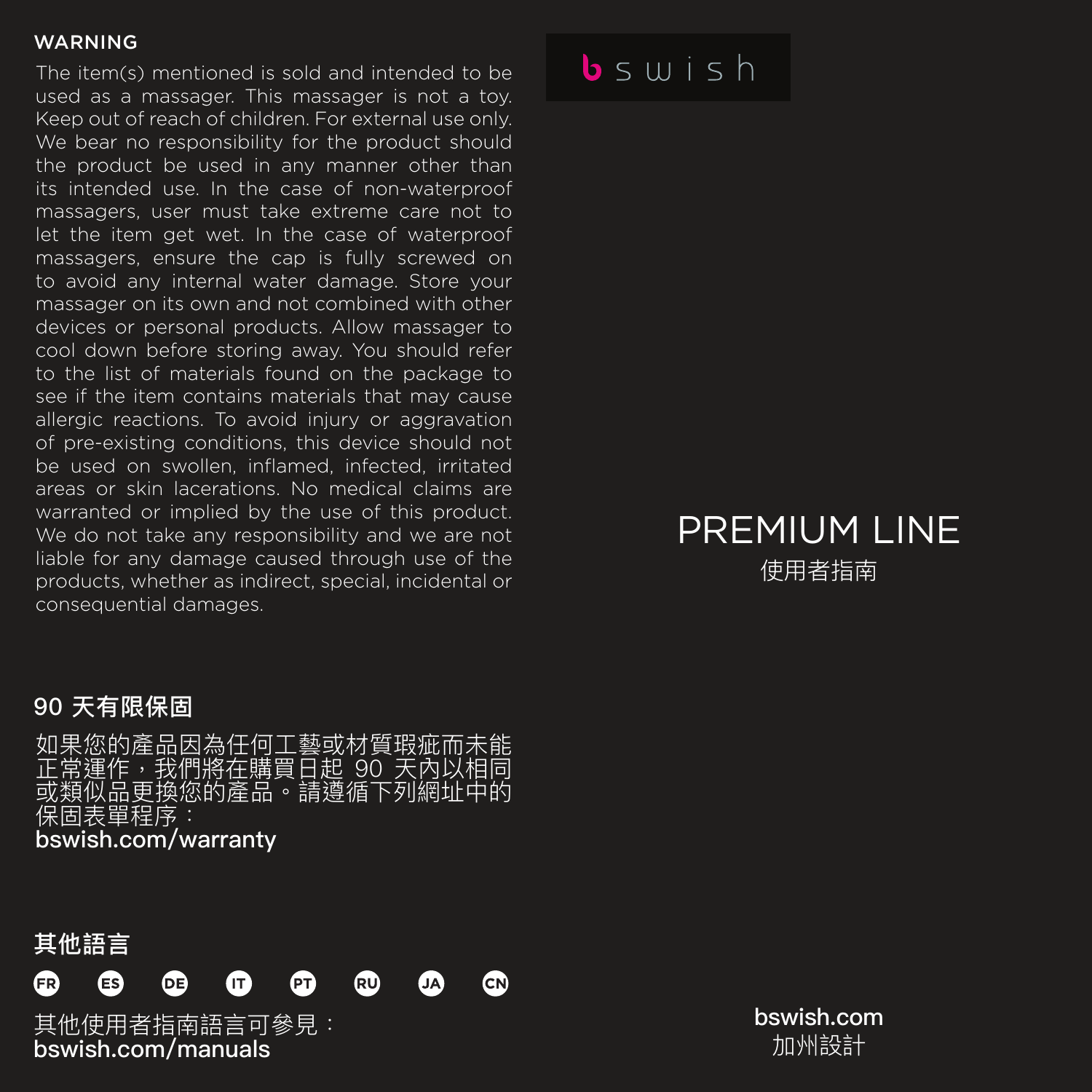## WARNING

The item(s) mentioned is sold and intended to be used as a massager. This massager is not a toy. Keep out of reach of children. For external use only. We bear no responsibility for the product should the product be used in any manner other than its intended use. In the case of non-waterproof massagers, user must take extreme care not to let the item get wet. In the case of waterproof massagers, ensure the cap is fully screwed on to avoid any internal water damage. Store your massager on its own and not combined with other devices or personal products. Allow massager to cool down before storing away. You should refer to the list of materials found on the package to see if the item contains materials that may cause allergic reactions. To avoid injury or aggravation of pre-existing conditions, this device should not be used on swollen, inflamed, infected, irritated areas or skin lacerations. No medical claims are warranted or implied by the use of this product. We do not take any responsibility and we are not liable for any damage caused through use of the products, whether as indirect, special, incidental or consequential damages.

## 90 天有限保固

如果您的產品因為任何工藝或材質瑕疵而未能正常運作，我們將在購買日起 90 天內以相同或類似品更換您的產品。請遵循下列網址中的保固表單程序：
**bswish.com/warranty**

## 其他語言

FR ES DE IT PT RU JA CN

其他使用者指南語言可參見：
**bswish.com/manuals**

bswish

# PREMIUM LINE

使用者指南

**bswish.com**
加州設計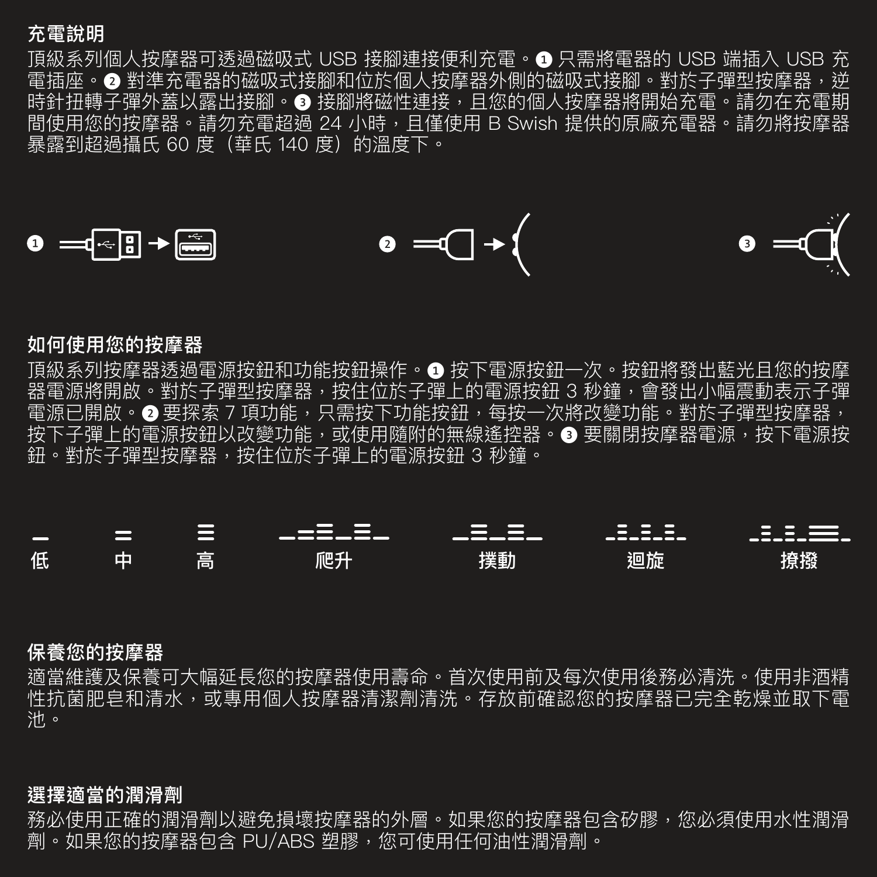## 充電說明

頂級系列個人按摩器可透過磁吸式 USB 接腳連接便利充電。❶ 只需將電器的 USB 端插入 USB 充電插座。❷ 對準充電器的磁吸式接腳和位於個人按摩器外側的磁吸式接腳。對於子彈型按摩器，逆時針扭轉子彈外蓋以露出接腳。❸ 接腳將磁性連接，且您的個人按摩器將開始充電。請勿在充電期間使用您的按摩器。請勿充電超過 24 小時，且僅使用 B Swish 提供的原廠充電器。請勿將按摩器暴露到超過攝氏 60 度（華氏 140 度）的溫度下。

1

2

3

## 如何使用您的按摩器

頂級系列按摩器透過電源按鈕和功能按鈕操作。❶ 按下電源按鈕一次。按鈕將發出藍光且您的按摩器電源將開啟。對於子彈型按摩器，按住位於子彈上的電源按鈕 3 秒鐘，會發出小幅震動表示子彈電源已開啟。❷ 要探索 7 項功能，只需按下功能按鈕，每按一次將改變功能。對於子彈型按摩器，按下子彈上的電源按鈕以改變功能，或使用隨附的無線遙控器。❸ 要關閉按摩器電源，按下電源按鈕。對於子彈型按摩器，按住位於子彈上的電源按鈕 3 秒鐘。

低

中

高

爬升

撲動

迴旋

撩撥

## 保養您的按摩器

適當維護及保養可大幅延長您的按摩器使用壽命。首次使用前及每次使用後務必清洗。使用非酒精性抗菌肥皂和清水，或專用個人按摩器清潔劑清洗。存放前確認您的按摩器已完全乾燥並取下電池。

## 選擇適當的潤滑劑

務必使用正確的潤滑劑以避免損壞按摩器的外層。如果您的按摩器包含矽膠，您必須使用水性潤滑劑。如果您的按摩器包含 PU/ABS 塑膠，您可使用任何油性潤滑劑。